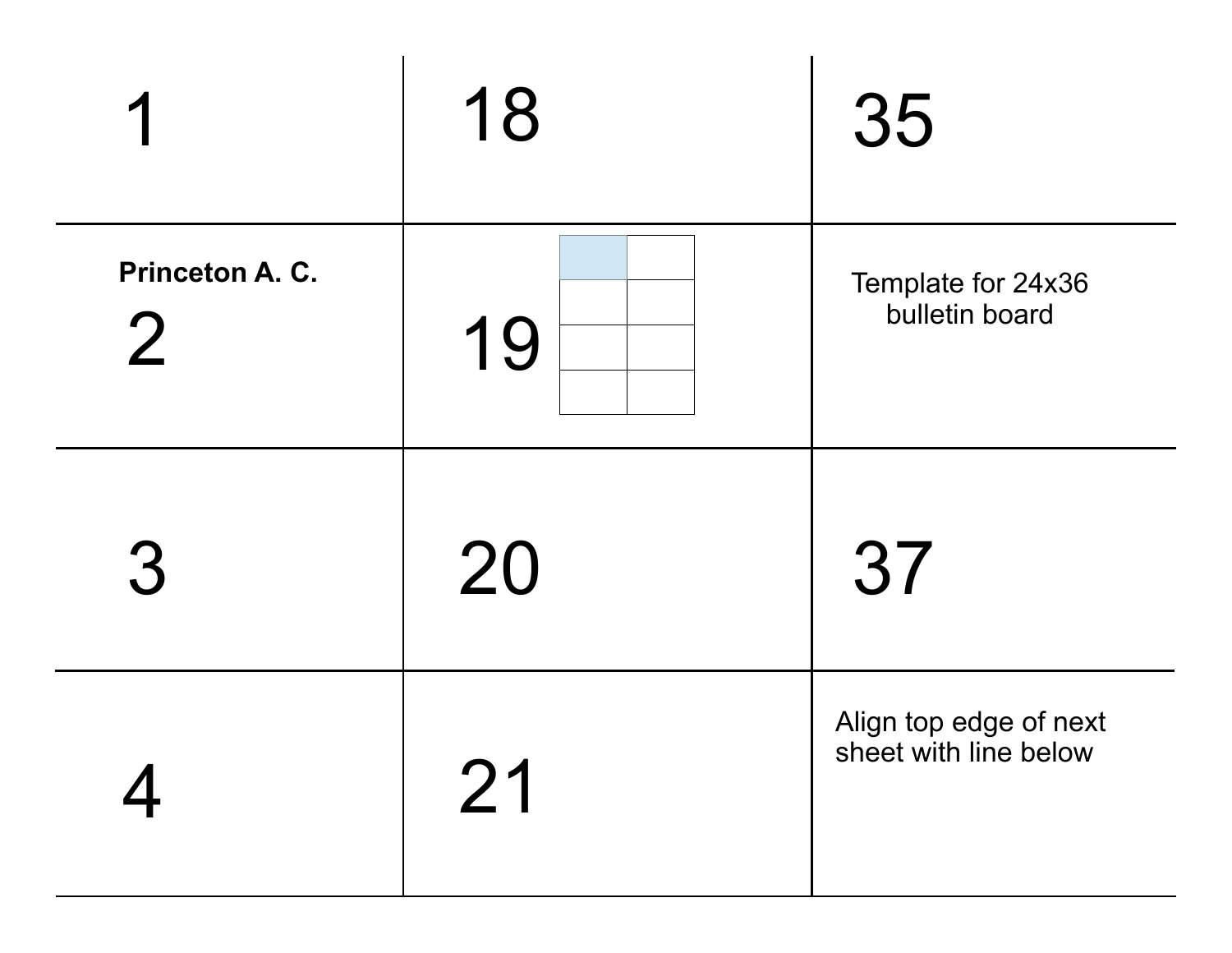| | | |
|---|---|---|
| 1 | 18 | 35 |
| **Princeton A. C.** 2 | 19 | Template for 24x36 bulletin board |
| 3 | 20 | 37 |
| 4 | 21 | Align top edge of next sheet with line below |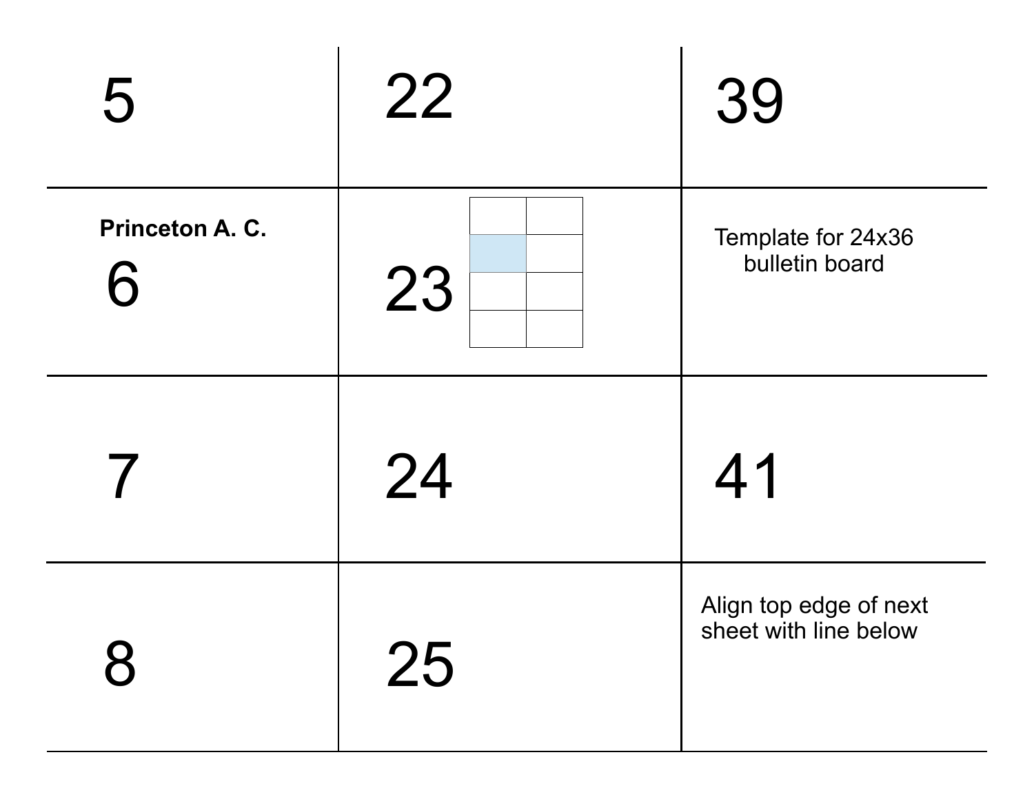| | | |
|---|---|---|
| 5 | 22 | 39 |
| **Princeton A. C.** 6 | 23 | Template for 24x36 bulletin board |
| 7 | 24 | 41 |
| 8 | 25 | Align top edge of next sheet with line below |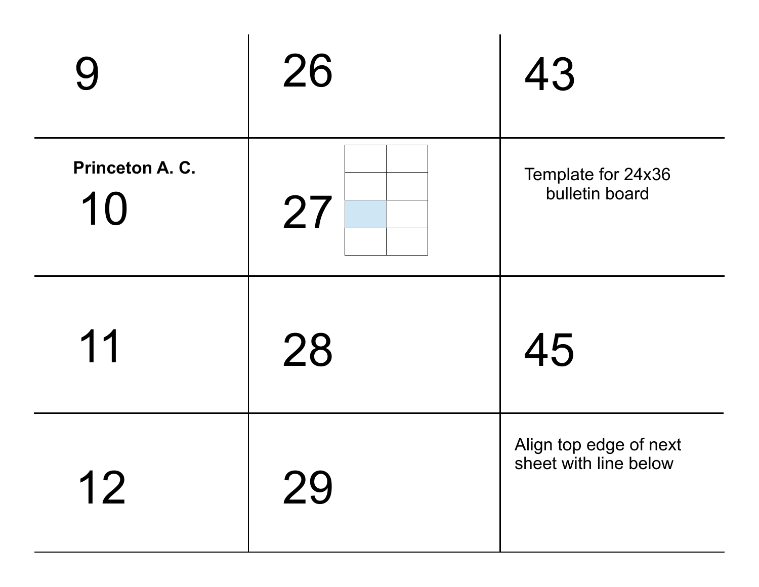| | | |
|---|---|---|
| 9 | 26 | 43 |
| Princeton A. C.<br>10 | 27 | Template for 24x36 bulletin board |
| 11 | 28 | 45 |
| 12 | 29 | Align top edge of next sheet with line below |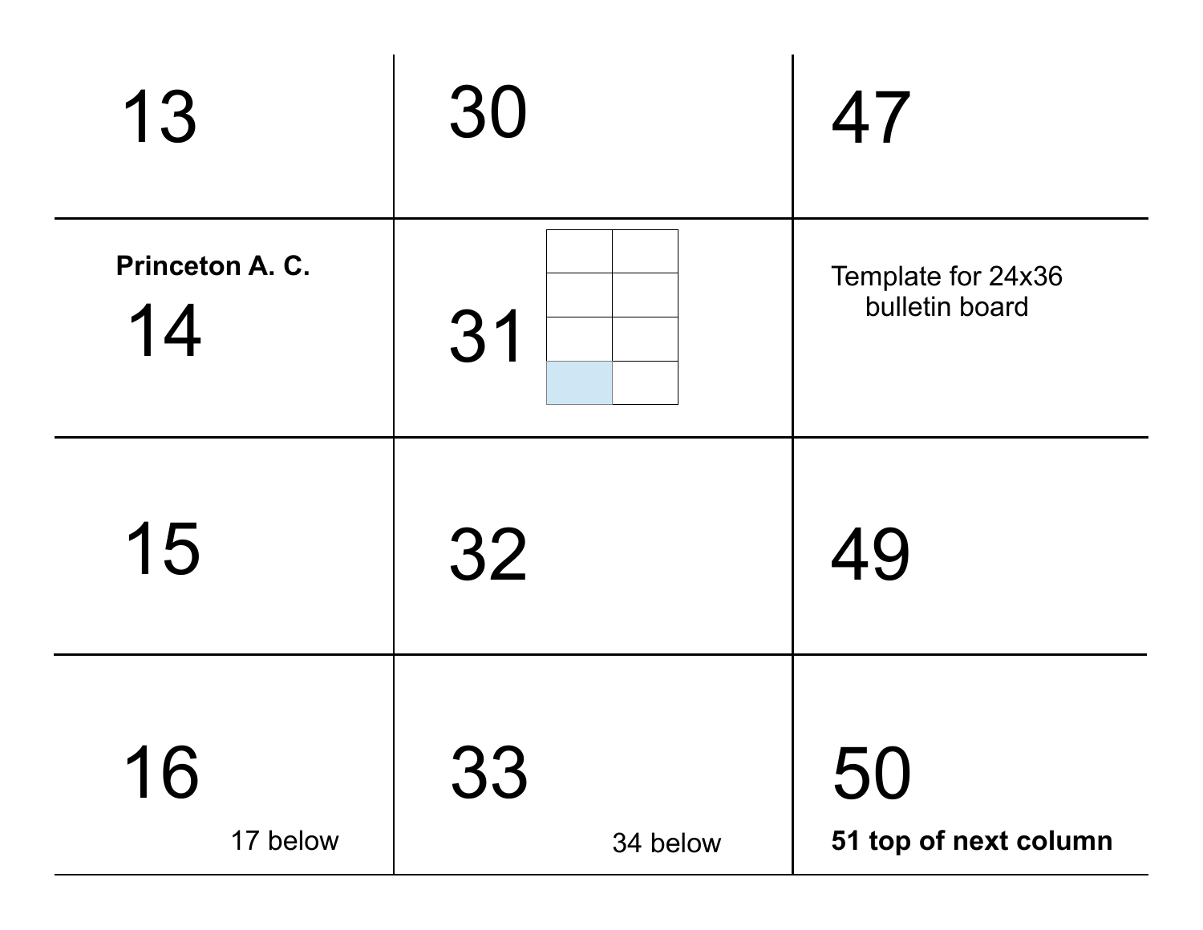| | | |
|---|---|---|
| 13 | 30 | 47 |
| **Princeton A. C.** 14 | 31 | Template for 24x36 bulletin board |
| 15 | 32 | 49 |
| 16 17 below | 33 34 below | 50 **51 top of next column** |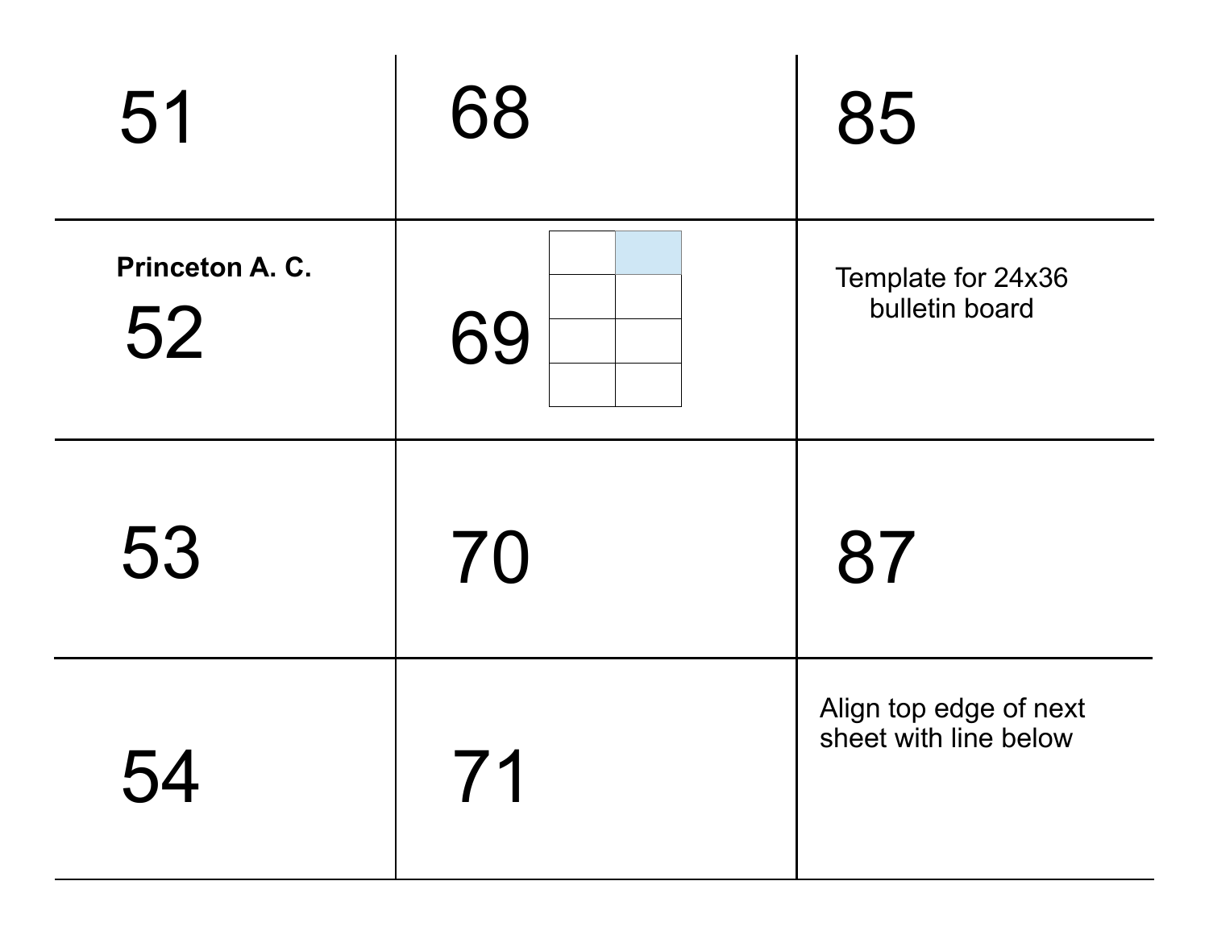| | | |
|---|---|---|
| 51 | 68 | 85 |
| **Princeton A. C.** 52 | 69 | Template for 24x36 bulletin board |
| 53 | 70 | 87 |
| 54 | 71 | Align top edge of next sheet with line below |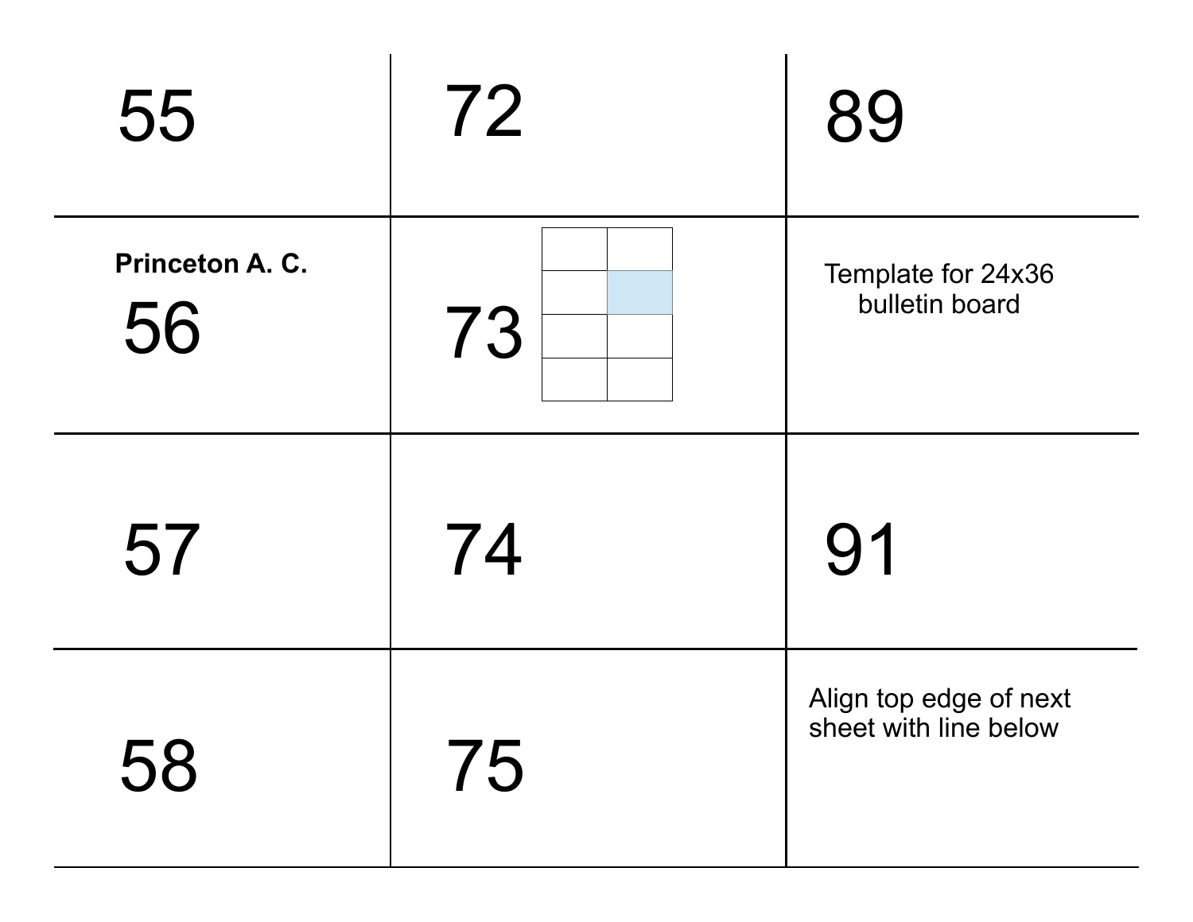| | | |
|---|---|---|
| 55 | 72 | 89 |
| **Princeton A. C.** 56 | 73 | Template for 24x36 bulletin board |
| 57 | 74 | 91 |
| 58 | 75 | Align top edge of next sheet with line below |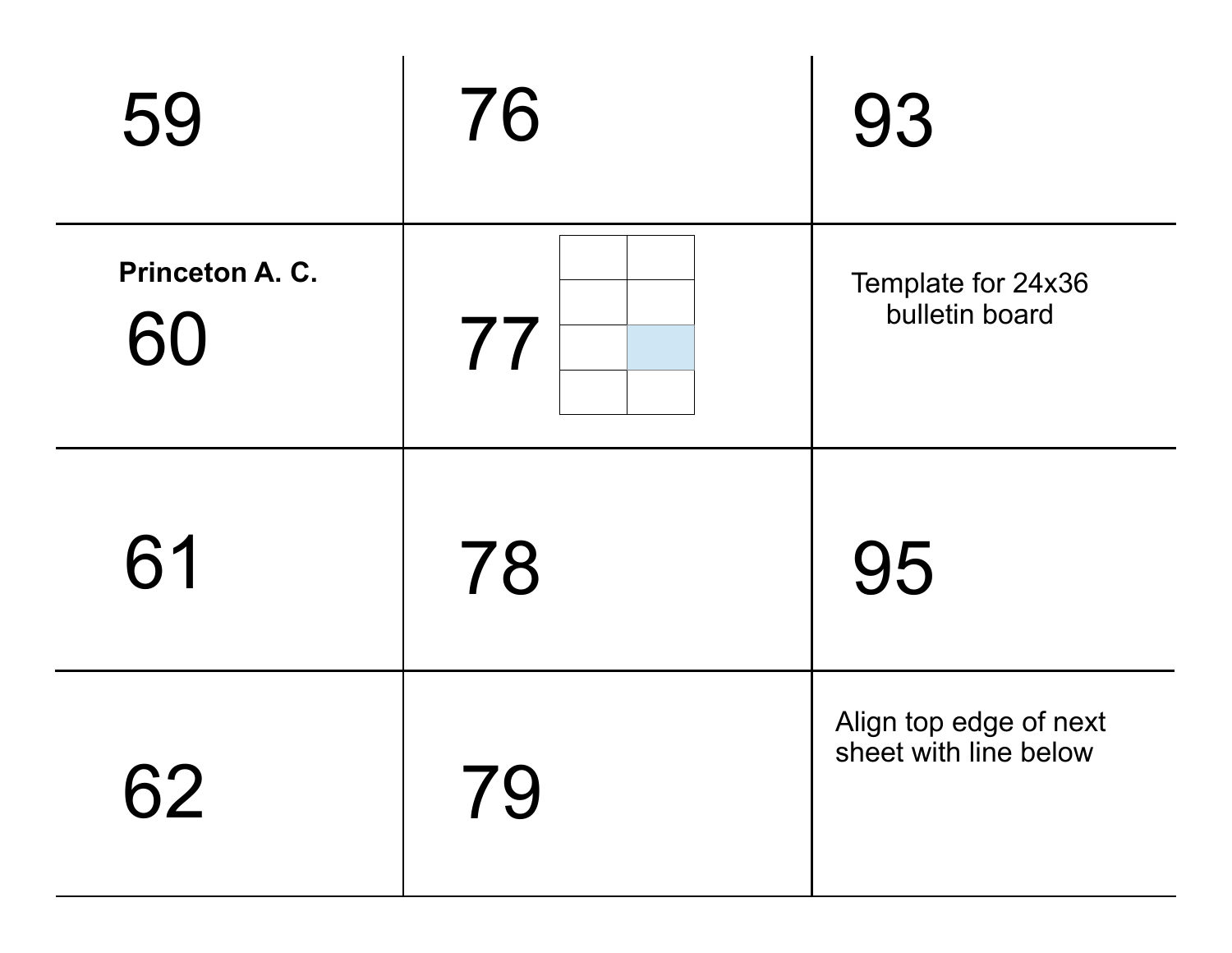| | | |
|---|---|---|
| 59 | 76 | 93 |
| **Princeton A. C.** 60 | 77 | Template for 24x36 bulletin board |
| 61 | 78 | 95 |
| 62 | 79 | Align top edge of next sheet with line below |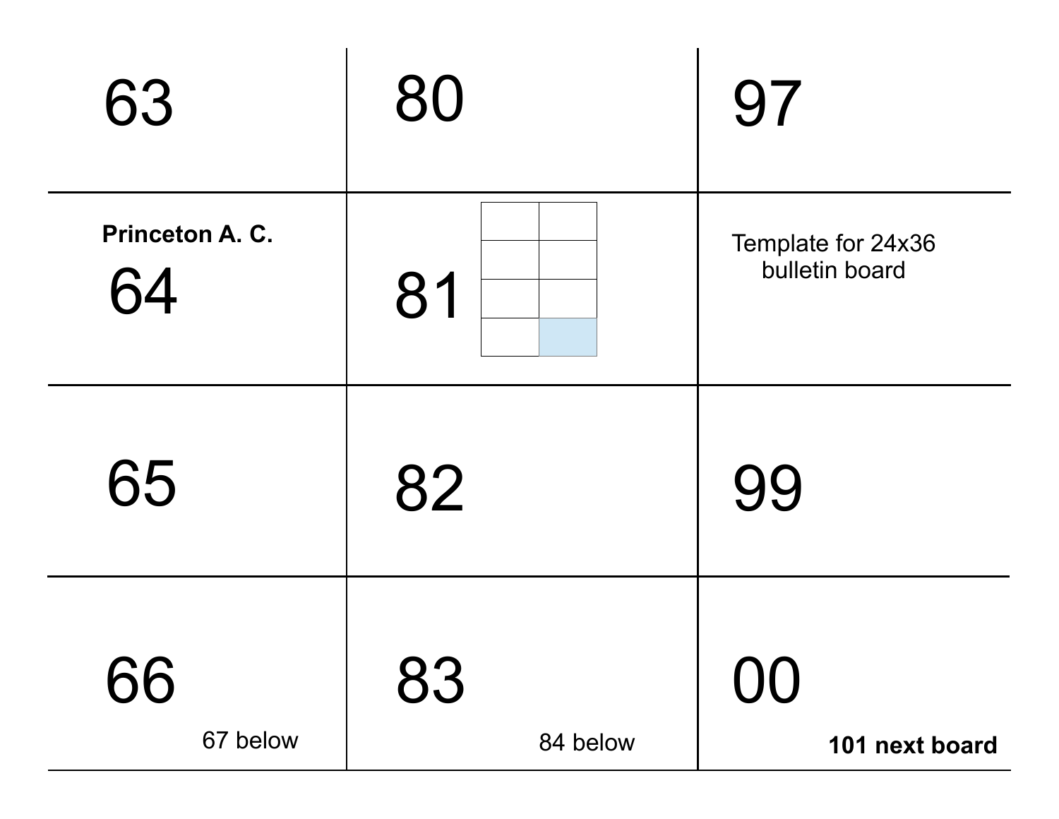| | | |
|---|---|---|
| 63 | 80 | 97 |
| **Princeton A. C.** 64 | 81 | Template for 24x36 bulletin board |
| 65 | 82 | 99 |
| 66 67 below | 83 84 below | 00 **101 next board** |